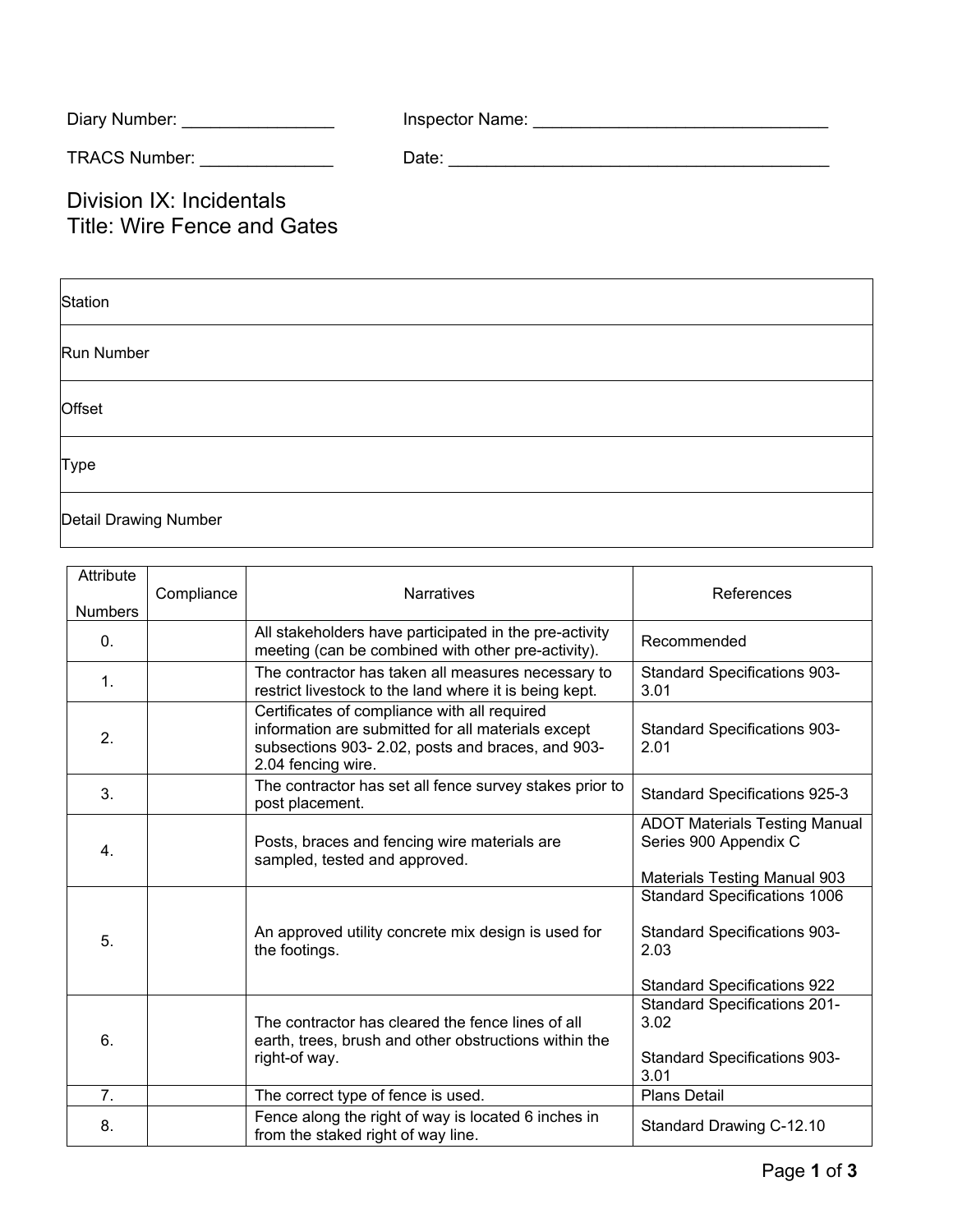Diary Number: ________________ Inspector Name: ________________________________

TRACS Number: ______________ Date: __________________________________________

# Division IX: Incidentals
# Title: Wire Fence and Gates

| Station |
|---|
| Run Number |
| Offset |
| Type |
| Detail Drawing Number |

| Attribute Numbers | Compliance | Narratives | References |
|---|---|---|---|
| 0. | | All stakeholders have participated in the pre-activity meeting (can be combined with other pre-activity). | Recommended |
| 1. | | The contractor has taken all measures necessary to restrict livestock to the land where it is being kept. | Standard Specifications 903-3.01 |
| 2. | | Certificates of compliance with all required information are submitted for all materials except subsections 903- 2.02, posts and braces, and 903-2.04 fencing wire. | Standard Specifications 903-2.01 |
| 3. | | The contractor has set all fence survey stakes prior to post placement. | Standard Specifications 925-3 |
| 4. | | Posts, braces and fencing wire materials are sampled, tested and approved. | ADOT Materials Testing Manual Series 900 Appendix C<br><br>Materials Testing Manual 903 |
| 5. | | An approved utility concrete mix design is used for the footings. | Standard Specifications 1006<br><br>Standard Specifications 903-2.03<br><br>Standard Specifications 922 |
| 6. | | The contractor has cleared the fence lines of all earth, trees, brush and other obstructions within the right-of way. | Standard Specifications 201-3.02<br><br>Standard Specifications 903-3.01 |
| 7. | | The correct type of fence is used. | Plans Detail |
| 8. | | Fence along the right of way is located 6 inches in from the staked right of way line. | Standard Drawing C-12.10 |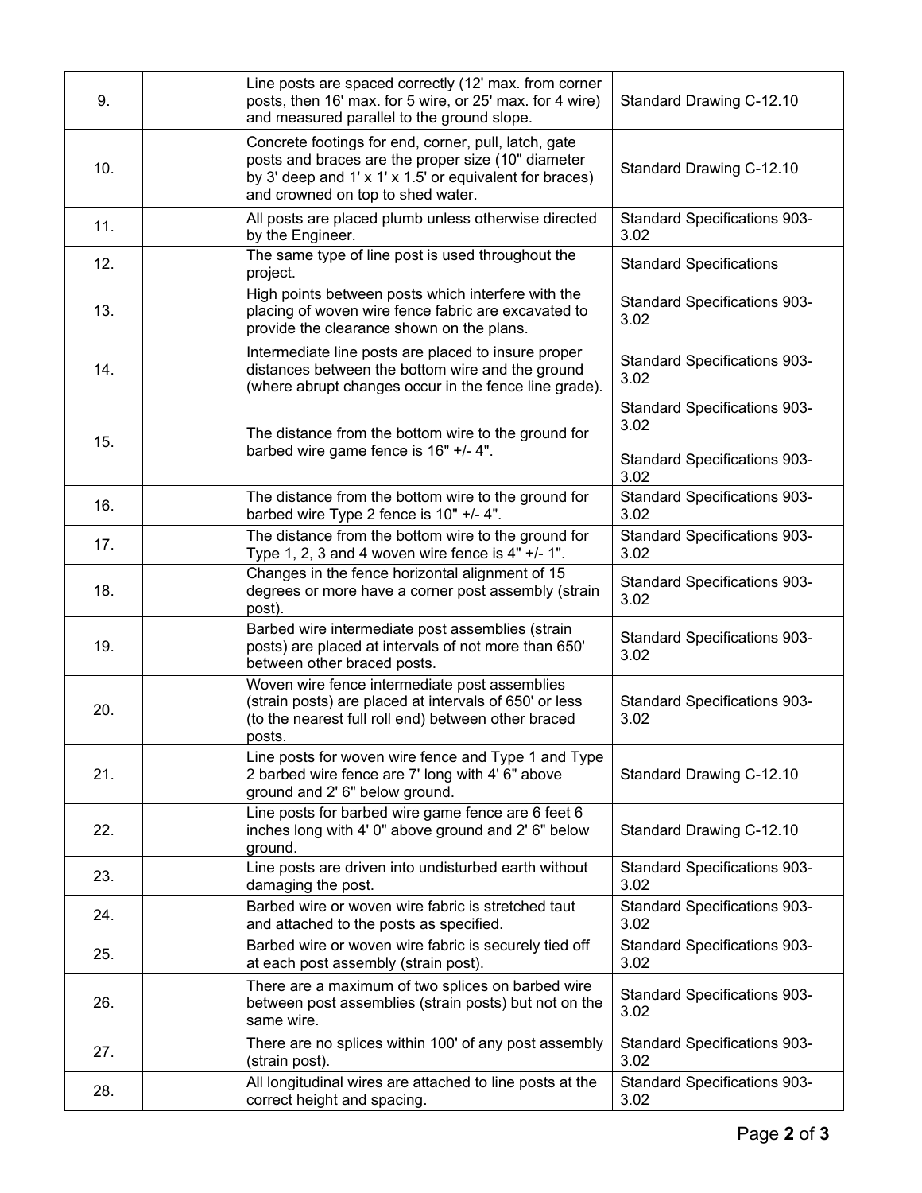| | | | |
|---|---|---|---|
| 9. | | Line posts are spaced correctly (12' max. from corner posts, then 16' max. for 5 wire, or 25' max. for 4 wire) and measured parallel to the ground slope. | Standard Drawing C-12.10 |
| 10. | | Concrete footings for end, corner, pull, latch, gate posts and braces are the proper size (10" diameter by 3' deep and 1' x 1' x 1.5' or equivalent for braces) and crowned on top to shed water. | Standard Drawing C-12.10 |
| 11. | | All posts are placed plumb unless otherwise directed by the Engineer. | Standard Specifications 903-3.02 |
| 12. | | The same type of line post is used throughout the project. | Standard Specifications |
| 13. | | High points between posts which interfere with the placing of woven wire fence fabric are excavated to provide the clearance shown on the plans. | Standard Specifications 903-3.02 |
| 14. | | Intermediate line posts are placed to insure proper distances between the bottom wire and the ground (where abrupt changes occur in the fence line grade). | Standard Specifications 903-3.02 |
| 15. | | The distance from the bottom wire to the ground for barbed wire game fence is 16" +/- 4". | Standard Specifications 903-3.02<br><br>Standard Specifications 903-3.02 |
| 16. | | The distance from the bottom wire to the ground for barbed wire Type 2 fence is 10" +/- 4". | Standard Specifications 903-3.02 |
| 17. | | The distance from the bottom wire to the ground for Type 1, 2, 3 and 4 woven wire fence is 4" +/- 1". | Standard Specifications 903-3.02 |
| 18. | | Changes in the fence horizontal alignment of 15 degrees or more have a corner post assembly (strain post). | Standard Specifications 903-3.02 |
| 19. | | Barbed wire intermediate post assemblies (strain posts) are placed at intervals of not more than 650' between other braced posts. | Standard Specifications 903-3.02 |
| 20. | | Woven wire fence intermediate post assemblies (strain posts) are placed at intervals of 650' or less (to the nearest full roll end) between other braced posts. | Standard Specifications 903-3.02 |
| 21. | | Line posts for woven wire fence and Type 1 and Type 2 barbed wire fence are 7' long with 4' 6" above ground and 2' 6" below ground. | Standard Drawing C-12.10 |
| 22. | | Line posts for barbed wire game fence are 6 feet 6 inches long with 4' 0" above ground and 2' 6" below ground. | Standard Drawing C-12.10 |
| 23. | | Line posts are driven into undisturbed earth without damaging the post. | Standard Specifications 903-3.02 |
| 24. | | Barbed wire or woven wire fabric is stretched taut and attached to the posts as specified. | Standard Specifications 903-3.02 |
| 25. | | Barbed wire or woven wire fabric is securely tied off at each post assembly (strain post). | Standard Specifications 903-3.02 |
| 26. | | There are a maximum of two splices on barbed wire between post assemblies (strain posts) but not on the same wire. | Standard Specifications 903-3.02 |
| 27. | | There are no splices within 100' of any post assembly (strain post). | Standard Specifications 903-3.02 |
| 28. | | All longitudinal wires are attached to line posts at the correct height and spacing. | Standard Specifications 903-3.02 |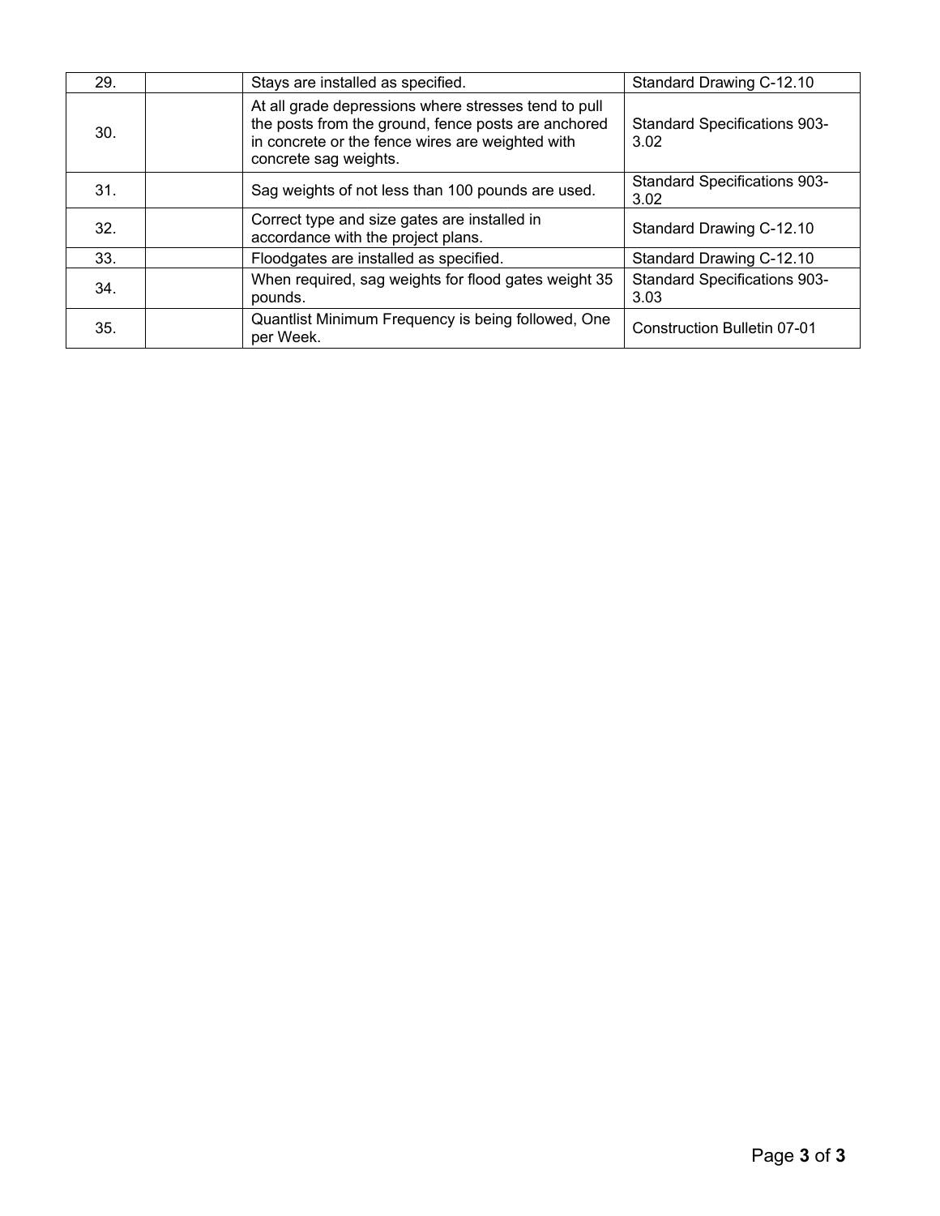| | | | |
|---|---|---|---|
| 29. | | Stays are installed as specified. | Standard Drawing C-12.10 |
| 30. | | At all grade depressions where stresses tend to pull the posts from the ground, fence posts are anchored in concrete or the fence wires are weighted with concrete sag weights. | Standard Specifications 903-3.02 |
| 31. | | Sag weights of not less than 100 pounds are used. | Standard Specifications 903-3.02 |
| 32. | | Correct type and size gates are installed in accordance with the project plans. | Standard Drawing C-12.10 |
| 33. | | Floodgates are installed as specified. | Standard Drawing C-12.10 |
| 34. | | When required, sag weights for flood gates weight 35 pounds. | Standard Specifications 903-3.03 |
| 35. | | Quantlist Minimum Frequency is being followed, One per Week. | Construction Bulletin 07-01 |